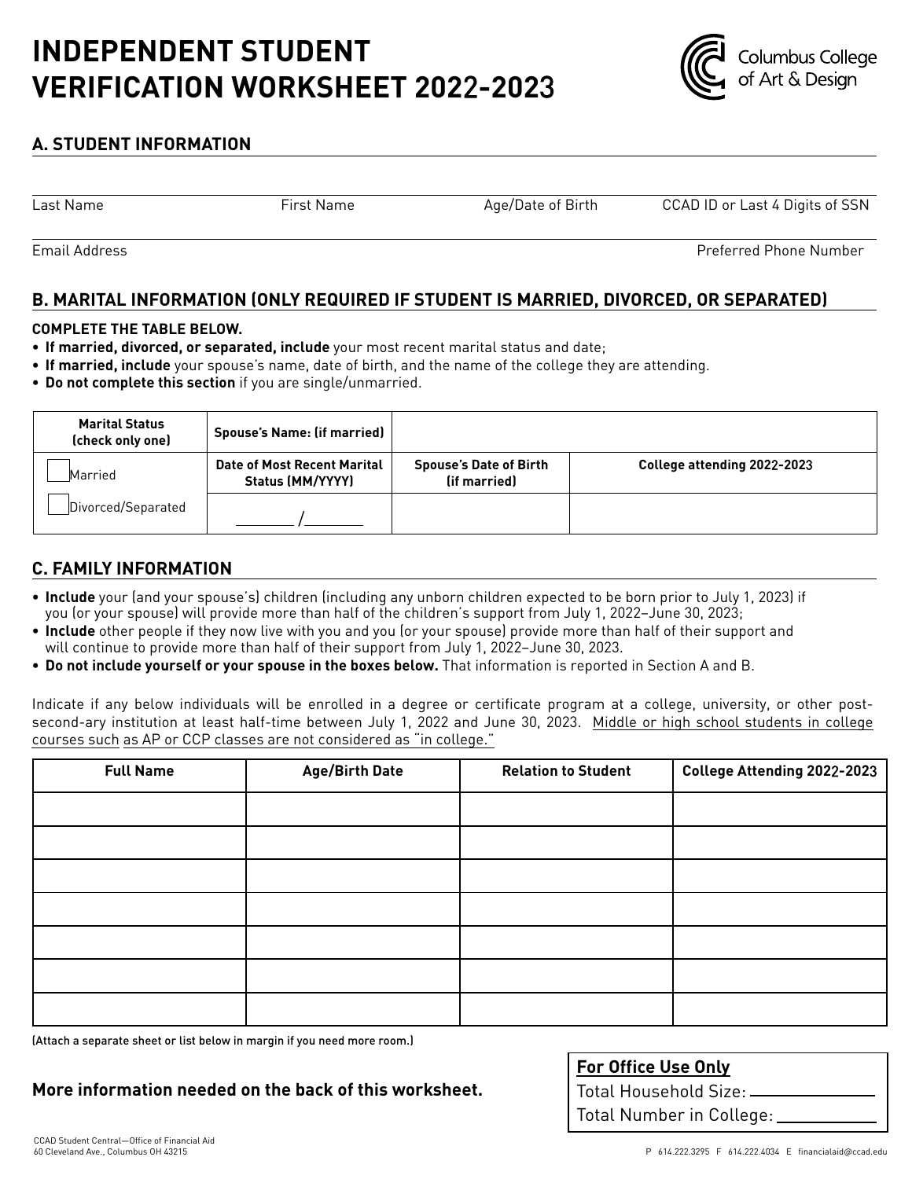# INDEPENDENT STUDENT VERIFICATION WORKSHEET 2022-2023

Columbus College of Art & Design

## A. STUDENT INFORMATION

| Last Name | First Name | Age/Date of Birth | CCAD ID or Last 4 Digits of SSN |
|---|---|---|---|
| | | | |

| Email Address | Preferred Phone Number |
|---|---|
| | |

## B. MARITAL INFORMATION (ONLY REQUIRED IF STUDENT IS MARRIED, DIVORCED, OR SEPARATED)

**COMPLETE THE TABLE BELOW.**

- **If married, divorced, or separated, include** your most recent marital status and date;
- **If married, include** your spouse's name, date of birth, and the name of the college they are attending.
- **Do not complete this section** if you are single/unmarried.

| Marital Status (check only one) | Spouse's Name: (if married) | | |
|---|---|---|---|
| ☐ Married | Date of Most Recent Marital Status (MM/YYYY) | Spouse's Date of Birth (if married) | College attending 2022-2023 |
| ☐ Divorced/Separated | ______ /______ | | |

## C. FAMILY INFORMATION

- **Include** your (and your spouse's) children (including any unborn children expected to be born prior to July 1, 2023) if you (or your spouse) will provide more than half of the children's support from July 1, 2022–June 30, 2023;
- **Include** other people if they now live with you and you (or your spouse) provide more than half of their support and will continue to provide more than half of their support from July 1, 2022–June 30, 2023.
- **Do not include yourself or your spouse in the boxes below.** That information is reported in Section A and B.

Indicate if any below individuals will be enrolled in a degree or certificate program at a college, university, or other post-second-ary institution at least half-time between July 1, 2022 and June 30, 2023. Middle or high school students in college courses such as AP or CCP classes are not considered as "in college."

| Full Name | Age/Birth Date | Relation to Student | College Attending 2022-2023 |
|---|---|---|---|
| | | | |
| | | | |
| | | | |
| | | | |
| | | | |
| | | | |
| | | | |

(Attach a separate sheet or list below in margin if you need more room.)

**More information needed on the back of this worksheet.**

**For Office Use Only**

Total Household Size: ____________

Total Number in College: ____________

CCAD Student Central—Office of Financial Aid
60 Cleveland Ave., Columbus OH 43215

P 614.222.3295 F 614.222.4034 E financialaid@ccad.edu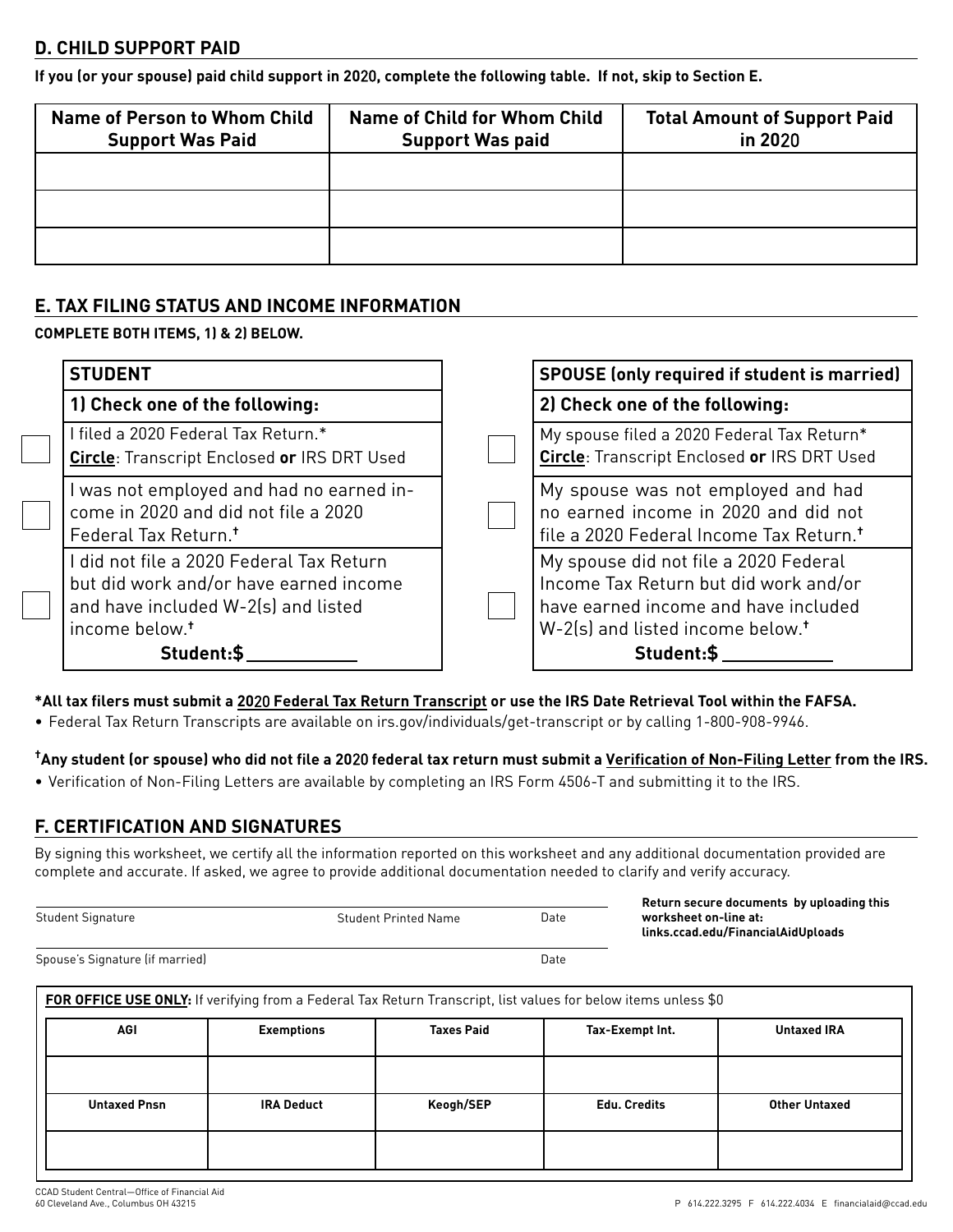## D. CHILD SUPPORT PAID

**If you (or your spouse) paid child support in 2020, complete the following table. If not, skip to Section E.**

| Name of Person to Whom Child Support Was Paid | Name of Child for Whom Child Support Was paid | Total Amount of Support Paid in 2020 |
|---|---|---|
| | | |
| | | |
| | | |

## E. TAX FILING STATUS AND INCOME INFORMATION

**COMPLETE BOTH ITEMS, 1) & 2) BELOW.**

| | STUDENT | | SPOUSE (only required if student is married) |
|---|---|---|---|
| | **1) Check one of the following:** | | **2) Check one of the following:** |
| ☐ | I filed a 2020 Federal Tax Return.* **Circle**: Transcript Enclosed **or** IRS DRT Used | ☐ | My spouse filed a 2020 Federal Tax Return* **Circle**: Transcript Enclosed **or** IRS DRT Used |
| ☐ | I was not employed and had no earned income in 2020 and did not file a 2020 Federal Tax Return.† | ☐ | My spouse was not employed and had no earned income in 2020 and did not file a 2020 Federal Income Tax Return.† |
| ☐ | I did not file a 2020 Federal Tax Return but did work and/or have earned income and have included W-2(s) and listed income below.† **Student:$ ____________** | ☐ | My spouse did not file a 2020 Federal Income Tax Return but did work and/or have earned income and have included W-2(s) and listed income below.† **Student:$ ____________** |

**\*All tax filers must submit a 2020 Federal Tax Return Transcript or use the IRS Date Retrieval Tool within the FAFSA.**

- Federal Tax Return Transcripts are available on irs.gov/individuals/get-transcript or by calling 1-800-908-9946.

**†Any student (or spouse) who did not file a 2020 federal tax return must submit a Verification of Non-Filing Letter from the IRS.**

- Verification of Non-Filing Letters are available by completing an IRS Form 4506-T and submitting it to the IRS.

## F. CERTIFICATION AND SIGNATURES

By signing this worksheet, we certify all the information reported on this worksheet and any additional documentation provided are complete and accurate. If asked, we agree to provide additional documentation needed to clarify and verify accuracy.

Student Signature ____________________ Student Printed Name ____________________ Date ________

Spouse's Signature (if married) ____________________ Date ________

**Return secure documents by uploading this worksheet on-line at: links.ccad.edu/FinancialAidUploads**

**FOR OFFICE USE ONLY:** If verifying from a Federal Tax Return Transcript, list values for below items unless $0

| AGI | Exemptions | Taxes Paid | Tax-Exempt Int. | Untaxed IRA |
|---|---|---|---|---|
| | | | | |
| **Untaxed Pnsn** | **IRA Deduct** | **Keogh/SEP** | **Edu. Credits** | **Other Untaxed** |
| | | | | |

CCAD Student Central—Office of Financial Aid
60 Cleveland Ave., Columbus OH 43215

P 614.222.3295 F 614.222.4034 E financialaid@ccad.edu